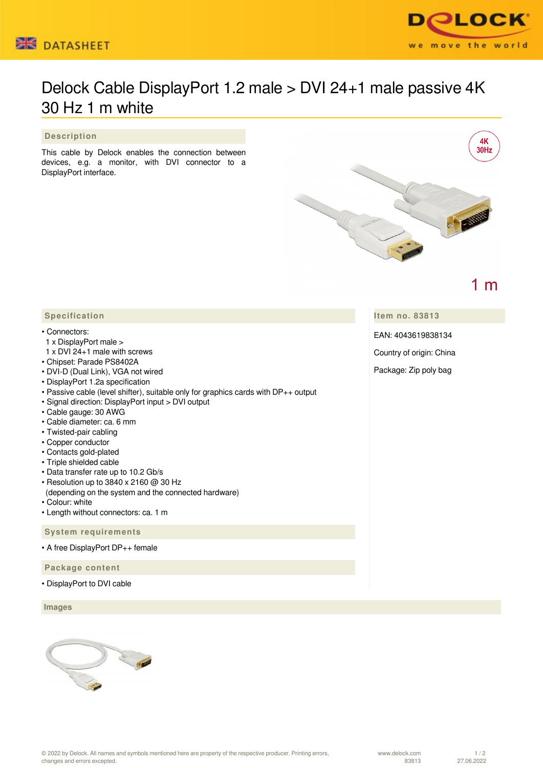# Delock Cable DisplayPort 1.2 male > DVI 24+1 male passive 4K 30 Hz 1 m white

## Description

This cable by Delock enables the connection between devices, e.g. a monitor, with DVI connector to a DisplayPort interface.

## Specification

- Connectors:
  1 x DisplayPort male >
  1 x DVI 24+1 male with screws
- Chipset: Parade PS8402A
- DVI-D (Dual Link), VGA not wired
- DisplayPort 1.2a specification
- Passive cable (level shifter), suitable only for graphics cards with DP++ output
- Signal direction: DisplayPort input > DVI output
- Cable gauge: 30 AWG
- Cable diameter: ca. 6 mm
- Twisted-pair cabling
- Copper conductor
- Contacts gold-plated
- Triple shielded cable
- Data transfer rate up to 10.2 Gb/s
- Resolution up to 3840 x 2160 @ 30 Hz
  (depending on the system and the connected hardware)
- Colour: white
- Length without connectors: ca. 1 m

## System requirements

- A free DisplayPort DP++ female

## Package content

- DisplayPort to DVI cable

## Item no. 83813

EAN: 4043619838134

Country of origin: China

Package: Zip poly bag

## Images

© 2022 by Delock. All names and symbols mentioned here are property of the respective producer. Printing errors, changes and errors excepted.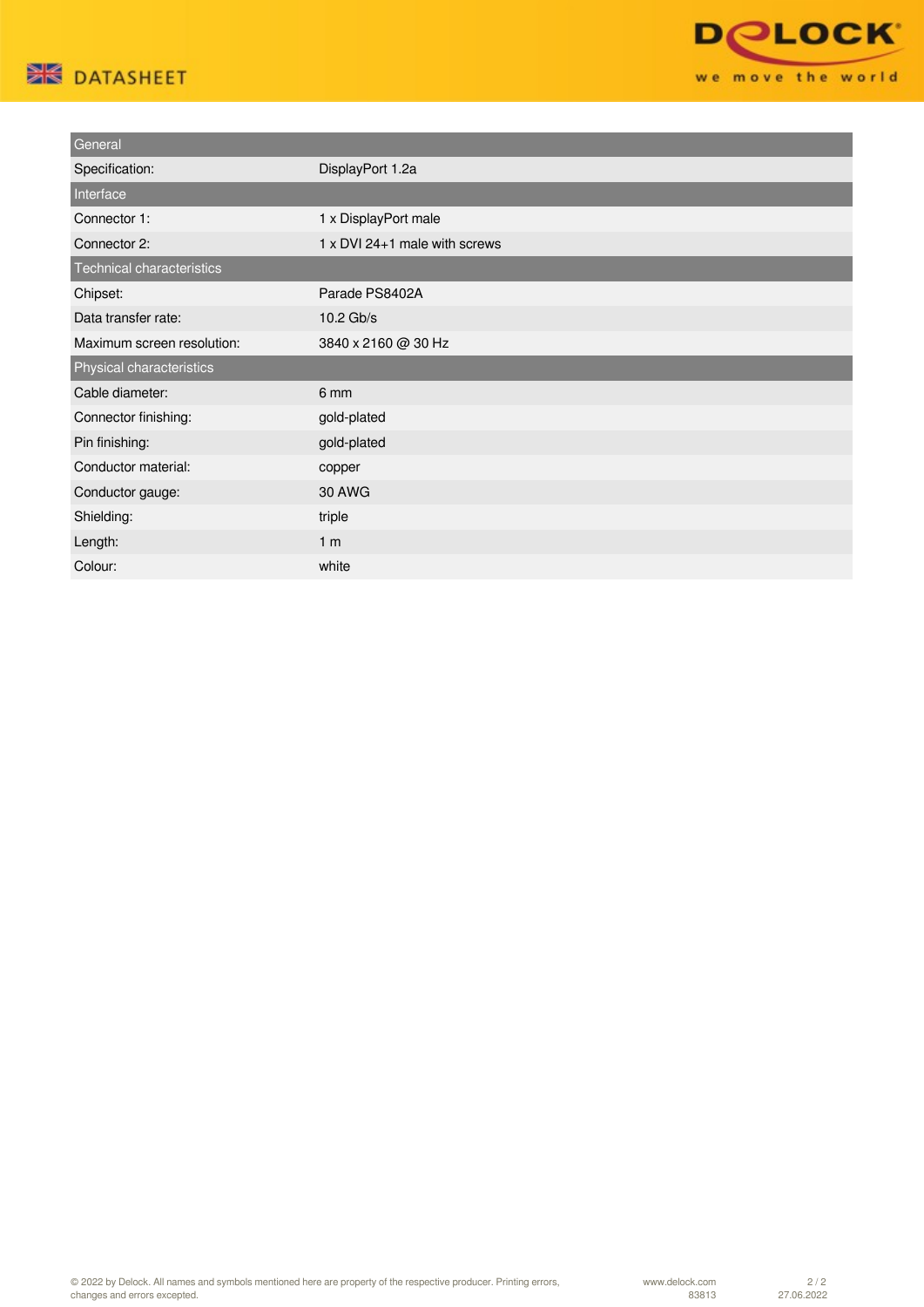| General | |
|---|---|
| Specification: | DisplayPort 1.2a |
| **Interface** | |
| Connector 1: | 1 x DisplayPort male |
| Connector 2: | 1 x DVI 24+1 male with screws |
| **Technical characteristics** | |
| Chipset: | Parade PS8402A |
| Data transfer rate: | 10.2 Gb/s |
| Maximum screen resolution: | 3840 x 2160 @ 30 Hz |
| **Physical characteristics** | |
| Cable diameter: | 6 mm |
| Connector finishing: | gold-plated |
| Pin finishing: | gold-plated |
| Conductor material: | copper |
| Conductor gauge: | 30 AWG |
| Shielding: | triple |
| Length: | 1 m |
| Colour: | white |

© 2022 by Delock. All names and symbols mentioned here are property of the respective producer. Printing errors, changes and errors excepted.